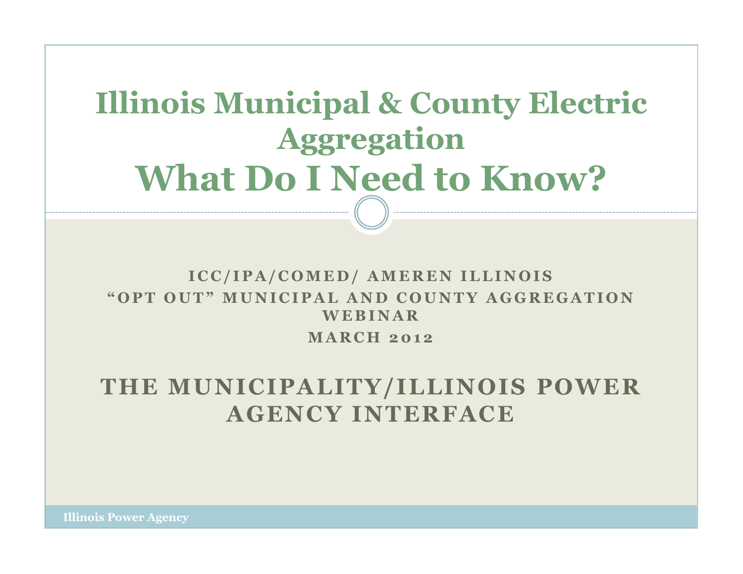# Illinois Municipal & County Electric Aggregation

# What Do I Need to Know?

**ICC/IPA/COMED/ AMEREN ILLINOIS**
**"OPT OUT" MUNICIPAL AND COUNTY AGGREGATION WEBINAR**
**MARCH 2012**

## THE MUNICIPALITY/ILLINOIS POWER AGENCY INTERFACE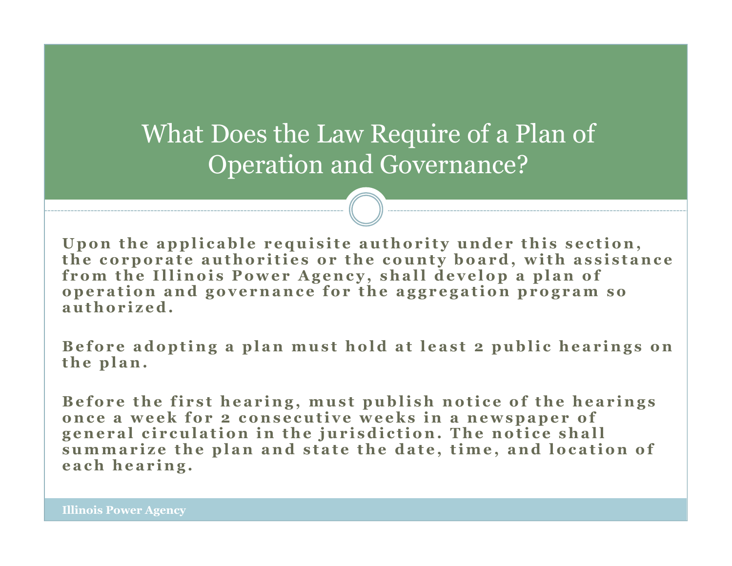# What Does the Law Require of a Plan of Operation and Governance?

**Upon the applicable requisite authority under this section, the corporate authorities or the county board, with assistance from the Illinois Power Agency, shall develop a plan of operation and governance for the aggregation program so authorized.**

**Before adopting a plan must hold at least 2 public hearings on the plan.**

**Before the first hearing, must publish notice of the hearings once a week for 2 consecutive weeks in a newspaper of general circulation in the jurisdiction. The notice shall summarize the plan and state the date, time, and location of each hearing.**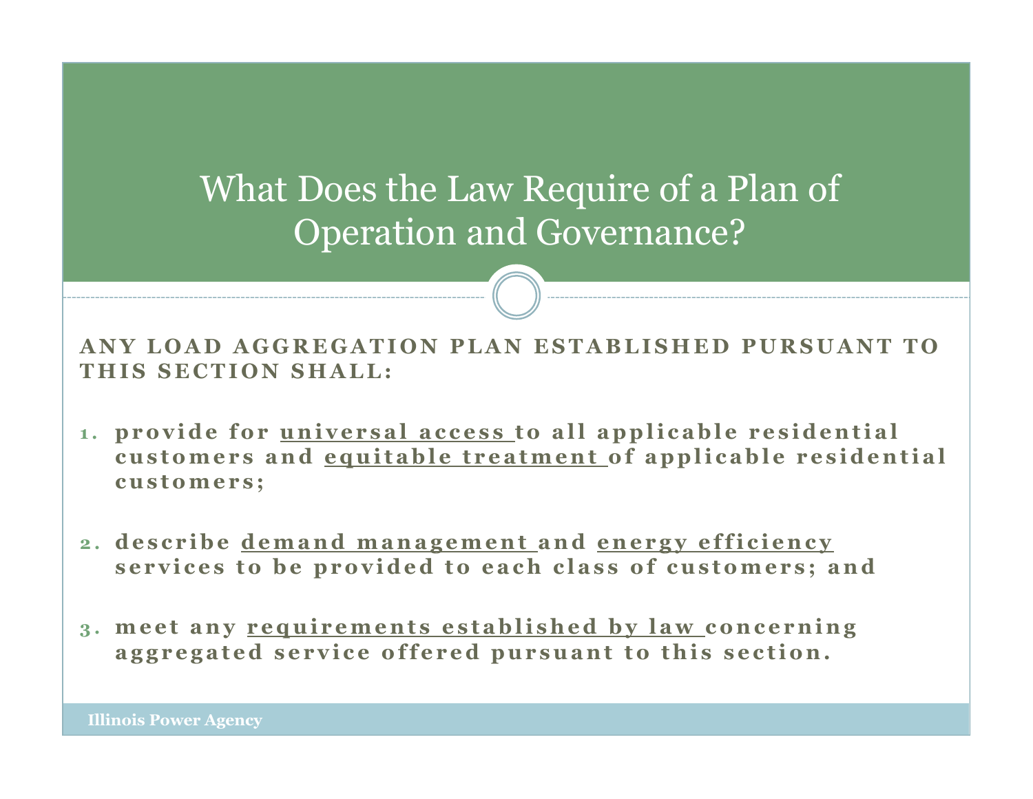# What Does the Law Require of a Plan of Operation and Governance?

**ANY LOAD AGGREGATION PLAN ESTABLISHED PURSUANT TO THIS SECTION SHALL:**

1. **provide for universal access to all applicable residential customers and equitable treatment of applicable residential customers;**
2. **describe demand management and energy efficiency services to be provided to each class of customers; and**
3. **meet any requirements established by law concerning aggregated service offered pursuant to this section.**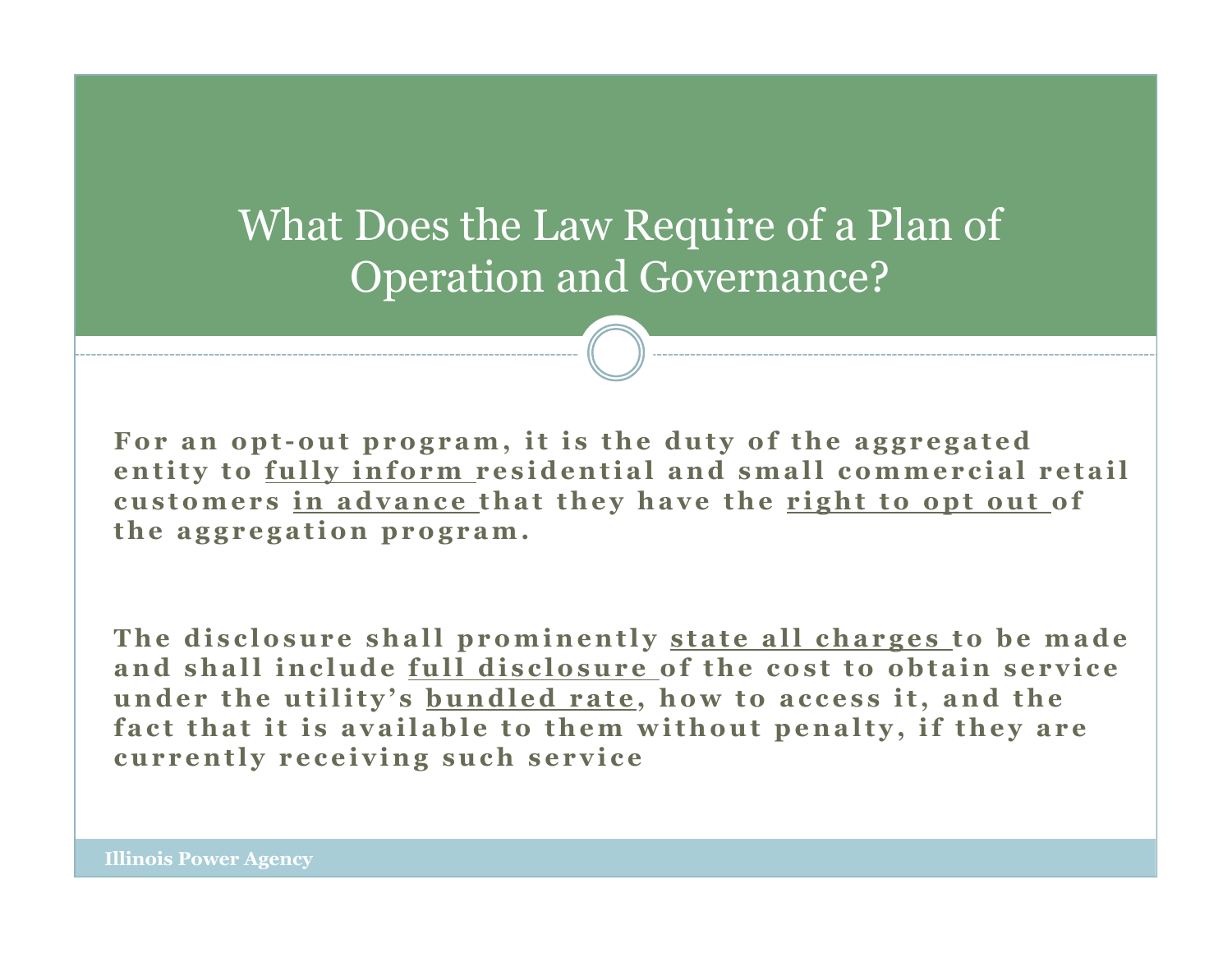# What Does the Law Require of a Plan of Operation and Governance?

**For an opt-out program, it is the duty of the aggregated entity to fully inform residential and small commercial retail customers in advance that they have the right to opt out of the aggregation program.**

**The disclosure shall prominently state all charges to be made and shall include full disclosure of the cost to obtain service under the utility's bundled rate, how to access it, and the fact that it is available to them without penalty, if they are currently receiving such service**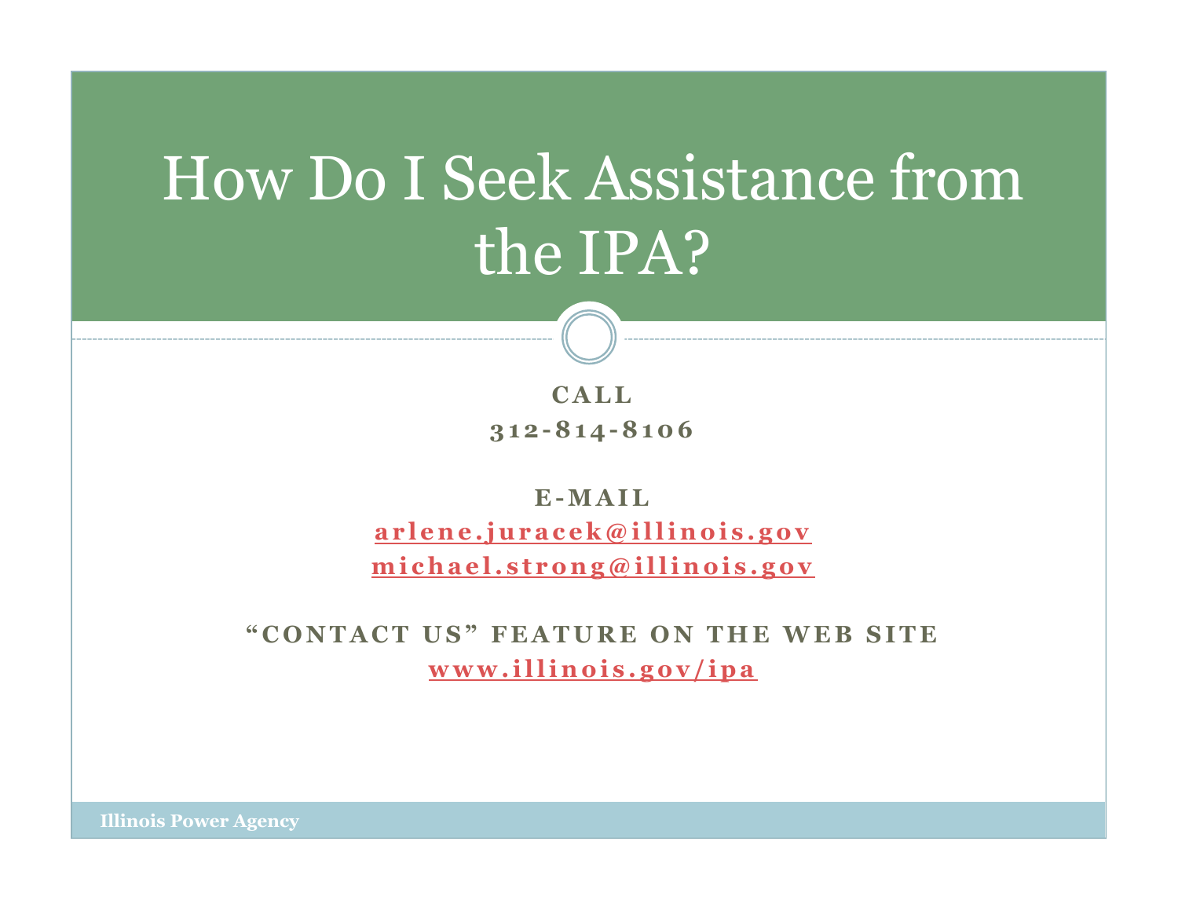# How Do I Seek Assistance from the IPA?

**CALL**

**312-814-8106**

**E-MAIL**

**arlene.juracek@illinois.gov**

**michael.strong@illinois.gov**

**"CONTACT US" FEATURE ON THE WEB SITE**

**www.illinois.gov/ipa**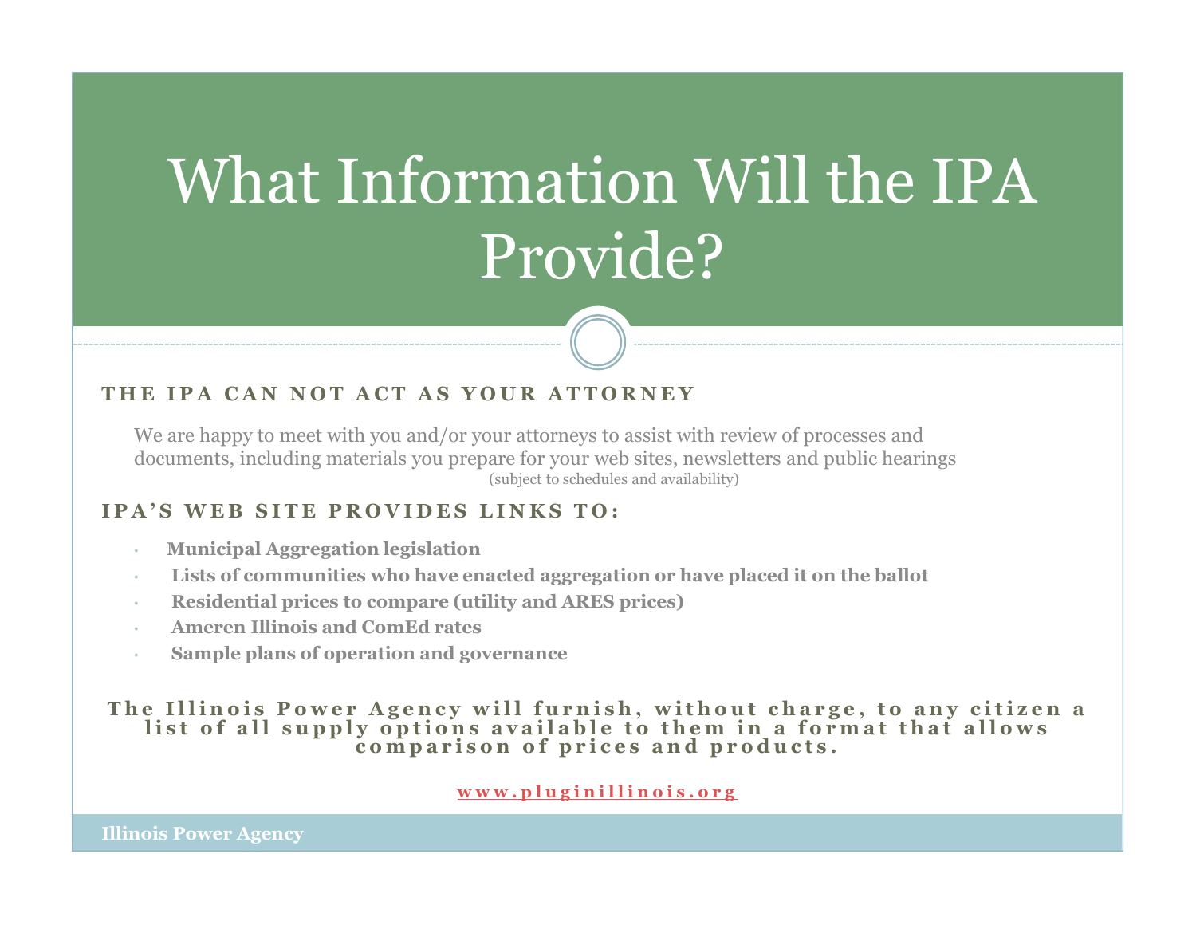# What Information Will the IPA Provide?

### THE IPA CAN NOT ACT AS YOUR ATTORNEY

We are happy to meet with you and/or your attorneys to assist with review of processes and documents, including materials you prepare for your web sites, newsletters and public hearings (subject to schedules and availability)

### IPA'S WEB SITE PROVIDES LINKS TO:

- **Municipal Aggregation legislation**
- **Lists of communities who have enacted aggregation or have placed it on the ballot**
- **Residential prices to compare (utility and ARES prices)**
- **Ameren Illinois and ComEd rates**
- **Sample plans of operation and governance**

**The Illinois Power Agency will furnish, without charge, to any citizen a list of all supply options available to them in a format that allows comparison of prices and products.**

www.pluginillinois.org

**Illinois Power Agency**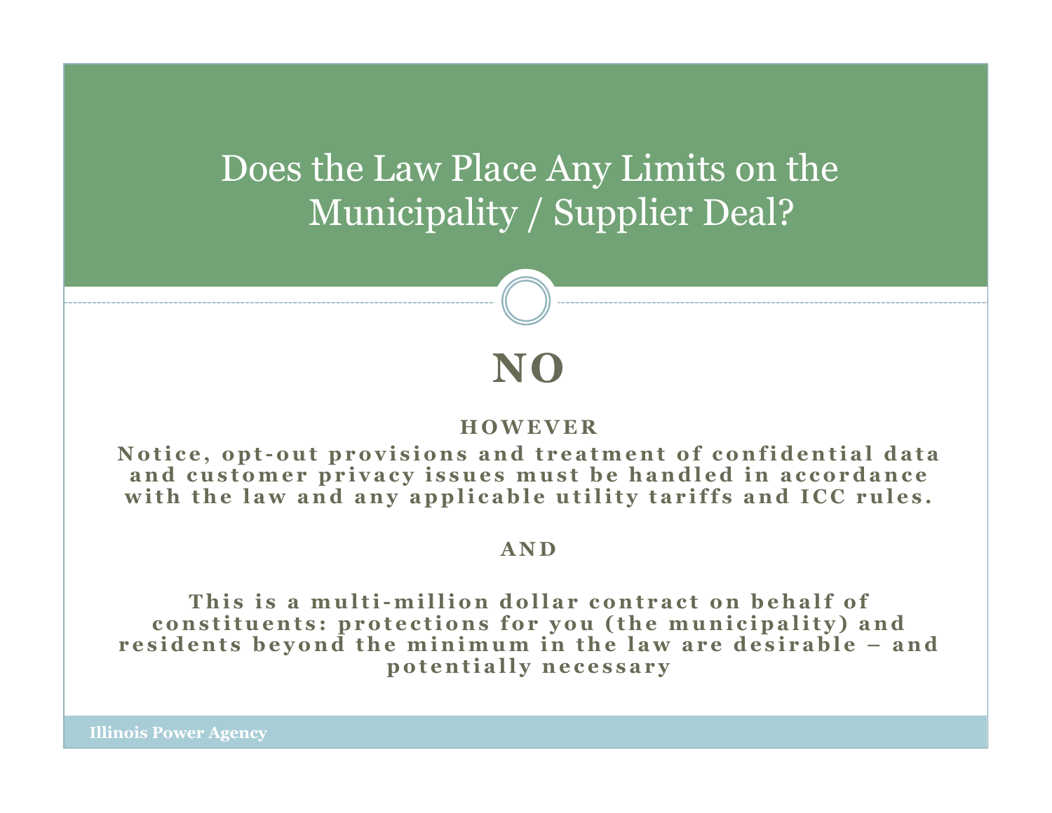# Does the Law Place Any Limits on the Municipality / Supplier Deal?

## NO

**HOWEVER**

**Notice, opt-out provisions and treatment of confidential data and customer privacy issues must be handled in accordance with the law and any applicable utility tariffs and ICC rules.**

**AND**

**This is a multi-million dollar contract on behalf of constituents: protections for you (the municipality) and residents beyond the minimum in the law are desirable – and potentially necessary**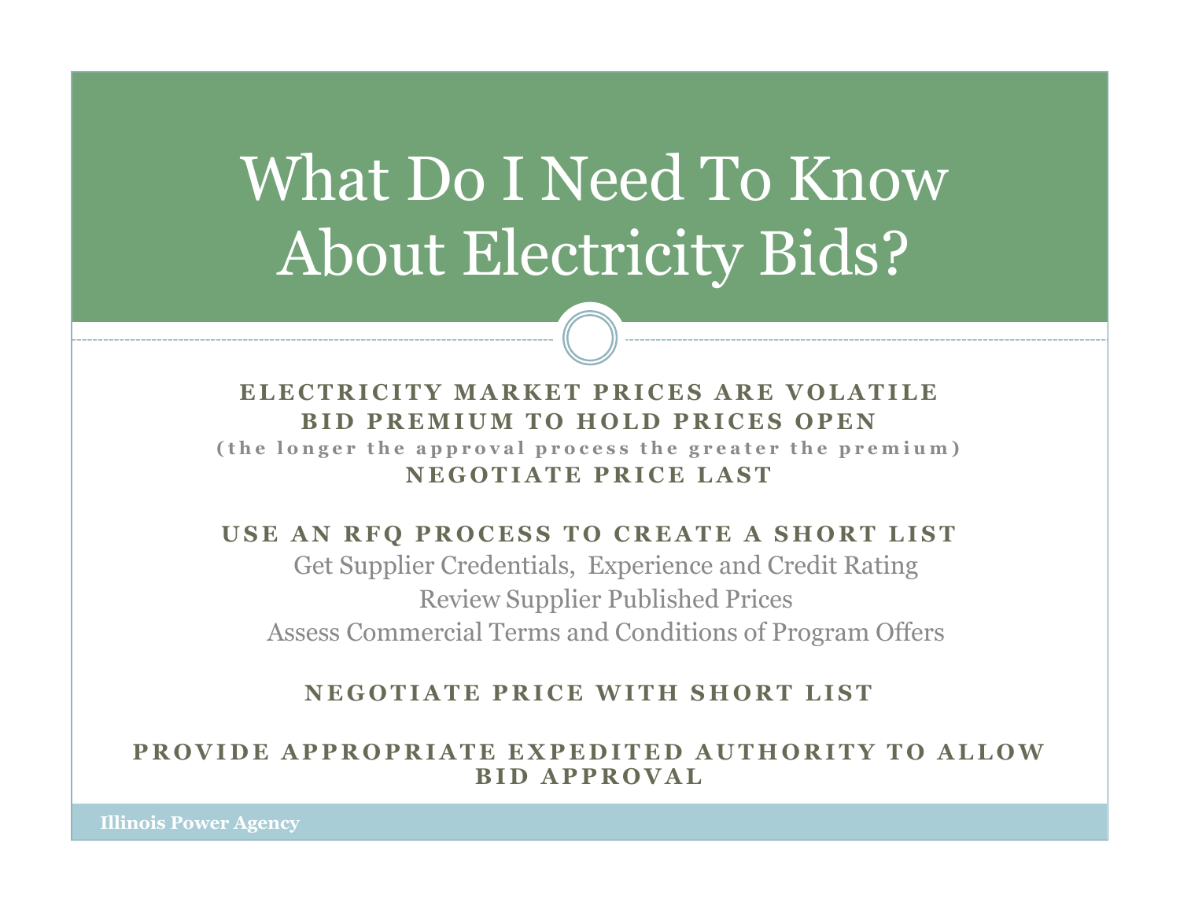# What Do I Need To Know About Electricity Bids?

**ELECTRICITY MARKET PRICES ARE VOLATILE**

**BID PREMIUM TO HOLD PRICES OPEN**

**(the longer the approval process the greater the premium)**

**NEGOTIATE PRICE LAST**

**USE AN RFQ PROCESS TO CREATE A SHORT LIST**

Get Supplier Credentials, Experience and Credit Rating

Review Supplier Published Prices

Assess Commercial Terms and Conditions of Program Offers

**NEGOTIATE PRICE WITH SHORT LIST**

**PROVIDE APPROPRIATE EXPEDITED AUTHORITY TO ALLOW BID APPROVAL**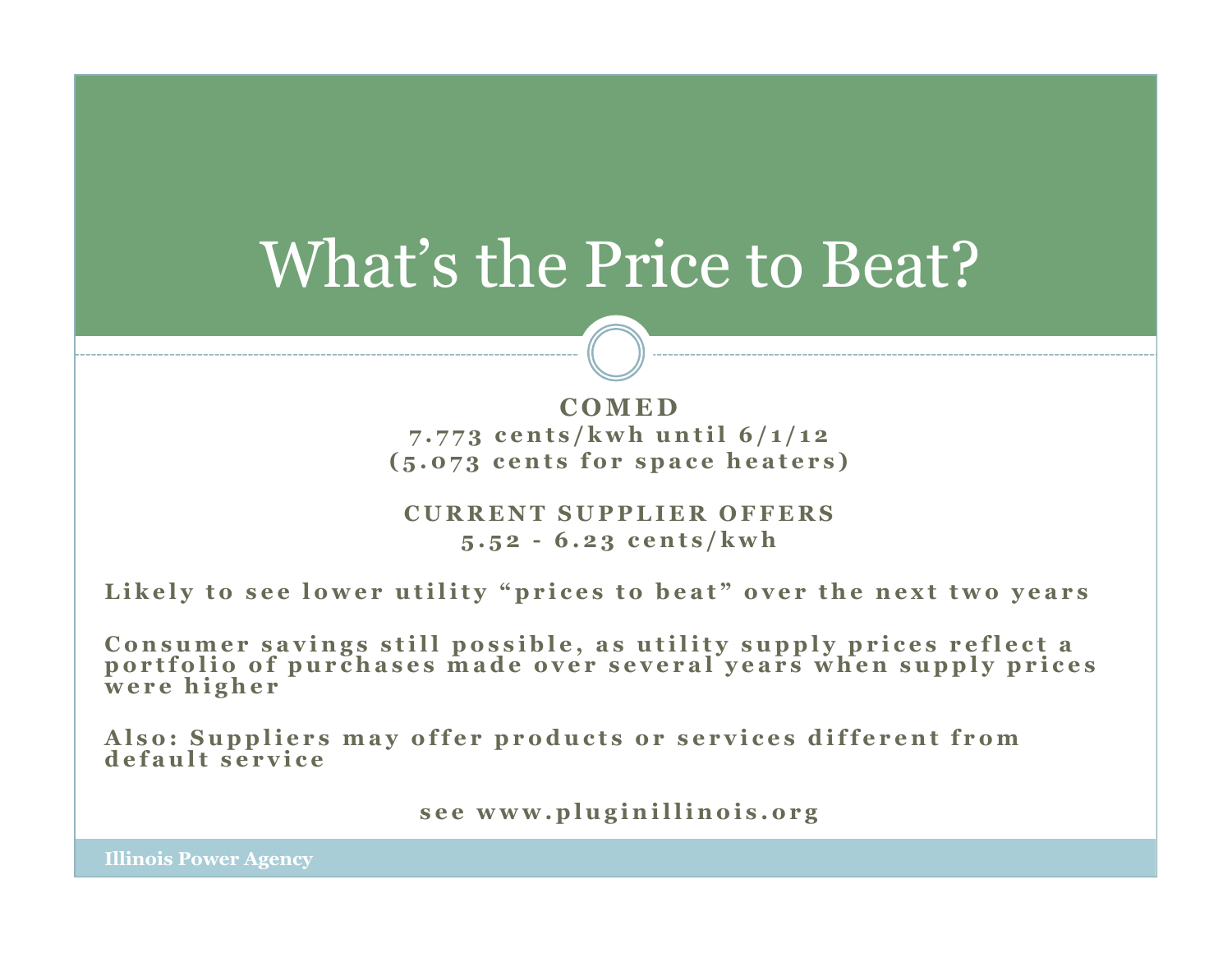# What's the Price to Beat?

**COMED**
**7.773 cents/kwh until 6/1/12**
**(5.073 cents for space heaters)**

**CURRENT SUPPLIER OFFERS**
**5.52 - 6.23 cents/kwh**

**Likely to see lower utility "prices to beat" over the next two years**

**Consumer savings still possible, as utility supply prices reflect a portfolio of purchases made over several years when supply prices were higher**

**Also: Suppliers may offer products or services different from default service**

**see www.pluginillinois.org**

**Illinois Power Agency**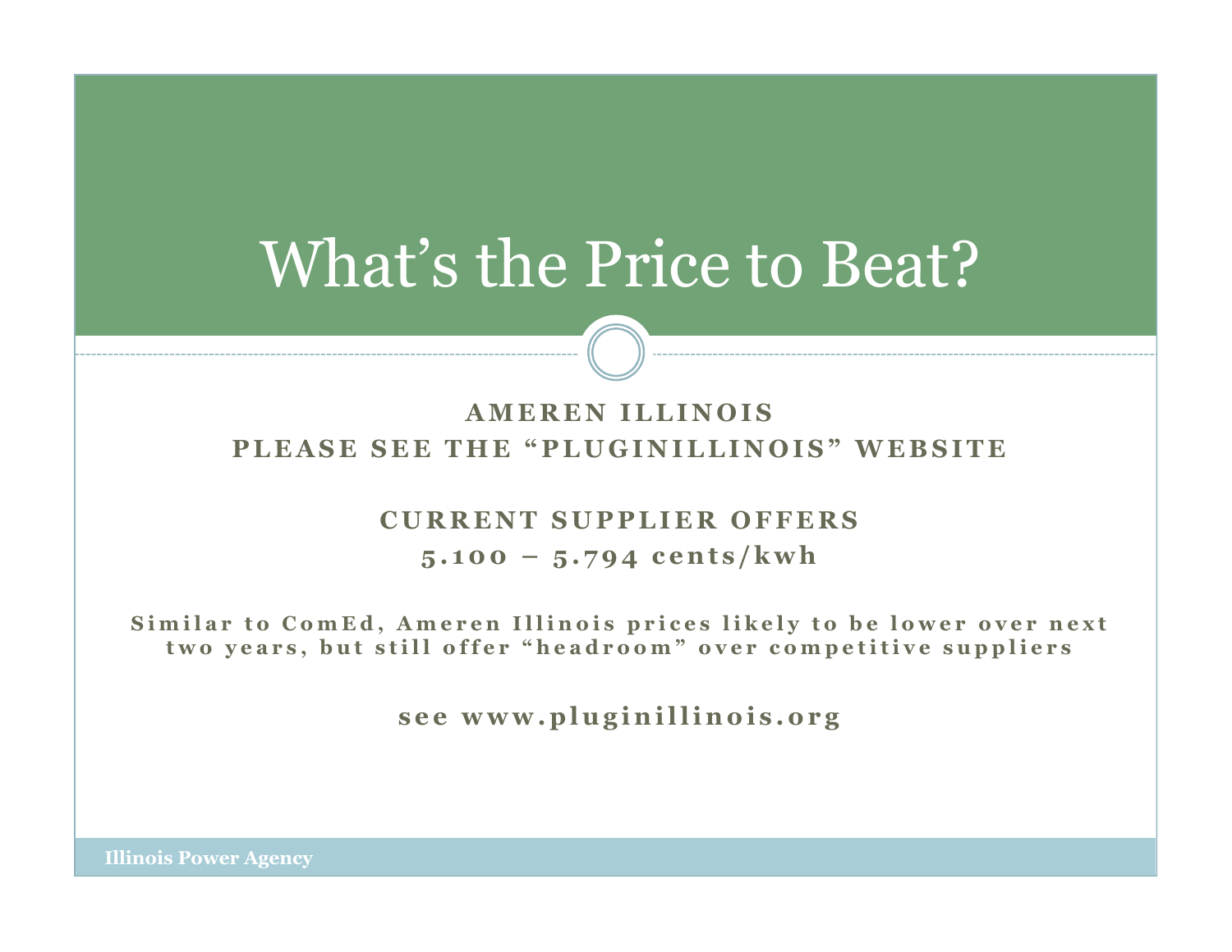# What's the Price to Beat?

**AMEREN ILLINOIS**
**PLEASE SEE THE "PLUGINILLINOIS" WEBSITE**

**CURRENT SUPPLIER OFFERS**
**5.100 – 5.794 cents/kwh**

**Similar to ComEd, Ameren Illinois prices likely to be lower over next two years, but still offer "headroom" over competitive suppliers**

**see www.pluginillinois.org**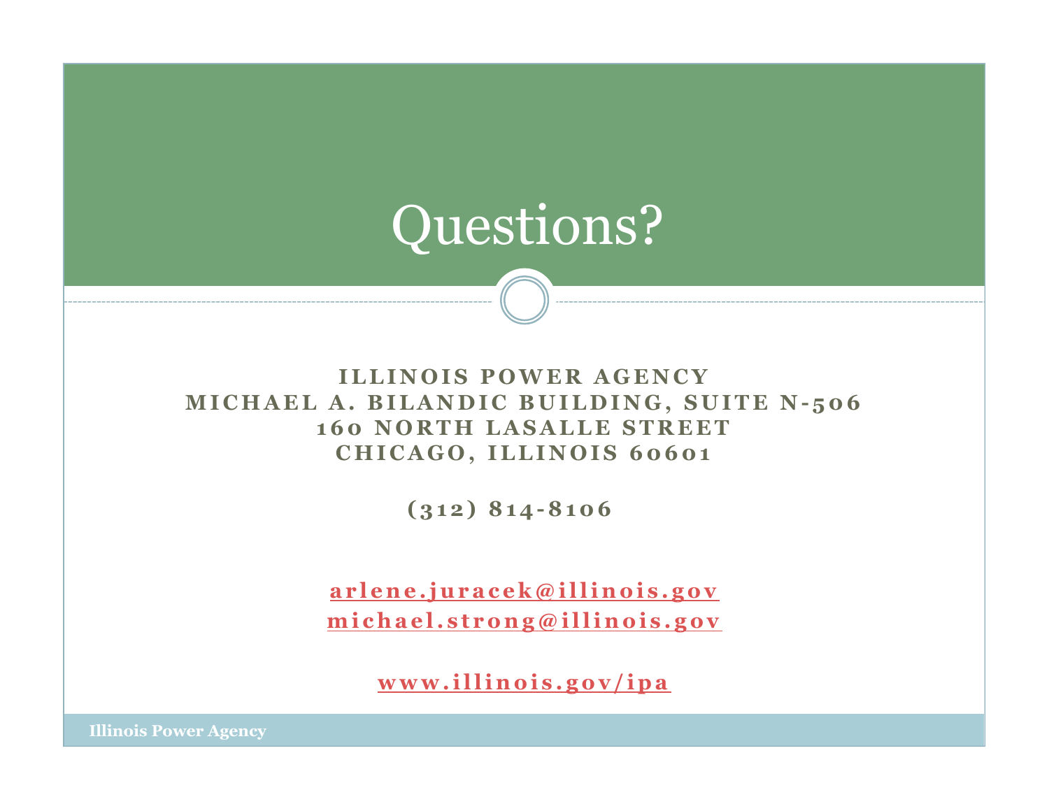# Questions?

**ILLINOIS POWER AGENCY**
**MICHAEL A. BILANDIC BUILDING, SUITE N-506**
**160 NORTH LASALLE STREET**
**CHICAGO, ILLINOIS 60601**

**(312) 814-8106**

**arlene.juracek@illinois.gov**
**michael.strong@illinois.gov**

**www.illinois.gov/ipa**